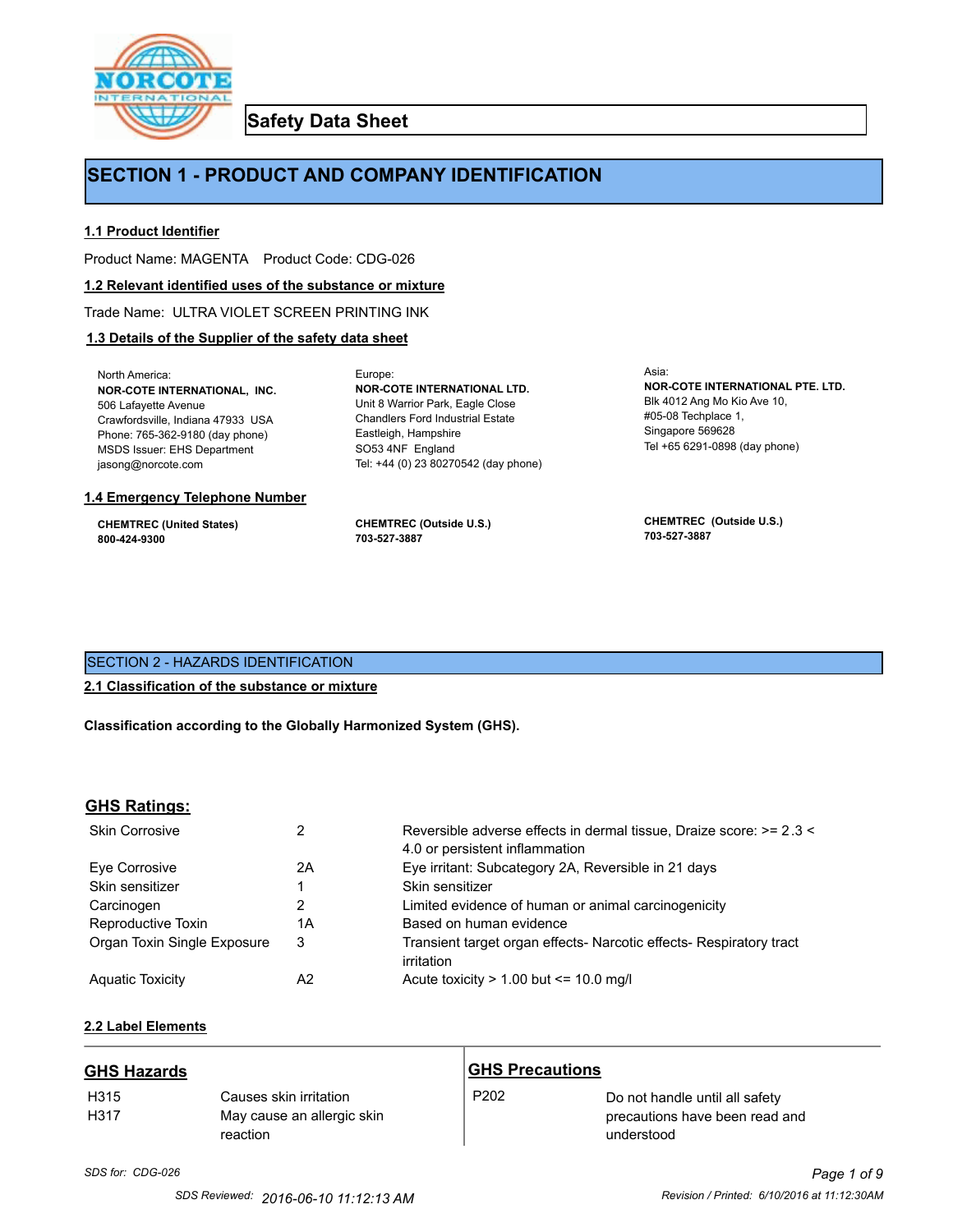# Safety Data Sheet

## SECTION 1 - PRODUCT AND COMPANY IDENTIFICATION

### 1.1 Product Identifier

Product Name: MAGENTA    Product Code: CDG-026

### 1.2 Relevant identified uses of the substance or mixture

Trade Name: ULTRA VIOLET SCREEN PRINTING INK

### 1.3 Details of the Supplier of the safety data sheet

North America:
**NOR-COTE INTERNATIONAL, INC.**
506 Lafayette Avenue
Crawfordsville, Indiana 47933 USA
Phone: 765-362-9180 (day phone)
MSDS Issuer: EHS Department
jasong@norcote.com

Europe:
**NOR-COTE INTERNATIONAL LTD.**
Unit 8 Warrior Park, Eagle Close
Chandlers Ford Industrial Estate
Eastleigh, Hampshire
SO53 4NF England
Tel: +44 (0) 23 80270542 (day phone)

Asia:
**NOR-COTE INTERNATIONAL PTE. LTD.**
Blk 4012 Ang Mo Kio Ave 10,
#05-08 Techplace 1,
Singapore 569628
Tel +65 6291-0898 (day phone)

### 1.4 Emergency Telephone Number

**CHEMTREC (United States)**
**800-424-9300**

**CHEMTREC (Outside U.S.)**
**703-527-3887**

**CHEMTREC (Outside U.S.)**
**703-527-3887**

## SECTION 2 - HAZARDS IDENTIFICATION

### 2.1 Classification of the substance or mixture

**Classification according to the Globally Harmonized System (GHS).**

### GHS Ratings:

| | | |
|---|---|---|
| Skin Corrosive | 2 | Reversible adverse effects in dermal tissue, Draize score: >= 2.3 < 4.0 or persistent inflammation |
| Eye Corrosive | 2A | Eye irritant: Subcategory 2A, Reversible in 21 days |
| Skin sensitizer | 1 | Skin sensitizer |
| Carcinogen | 2 | Limited evidence of human or animal carcinogenicity |
| Reproductive Toxin | 1A | Based on human evidence |
| Organ Toxin Single Exposure | 3 | Transient target organ effects- Narcotic effects- Respiratory tract irritation |
| Aquatic Toxicity | A2 | Acute toxicity > 1.00 but <= 10.0 mg/l |

### 2.2 Label Elements

#### GHS Hazards

| | |
|---|---|
| H315 | Causes skin irritation |
| H317 | May cause an allergic skin reaction |

#### GHS Precautions

| | |
|---|---|
| P202 | Do not handle until all safety precautions have been read and understood |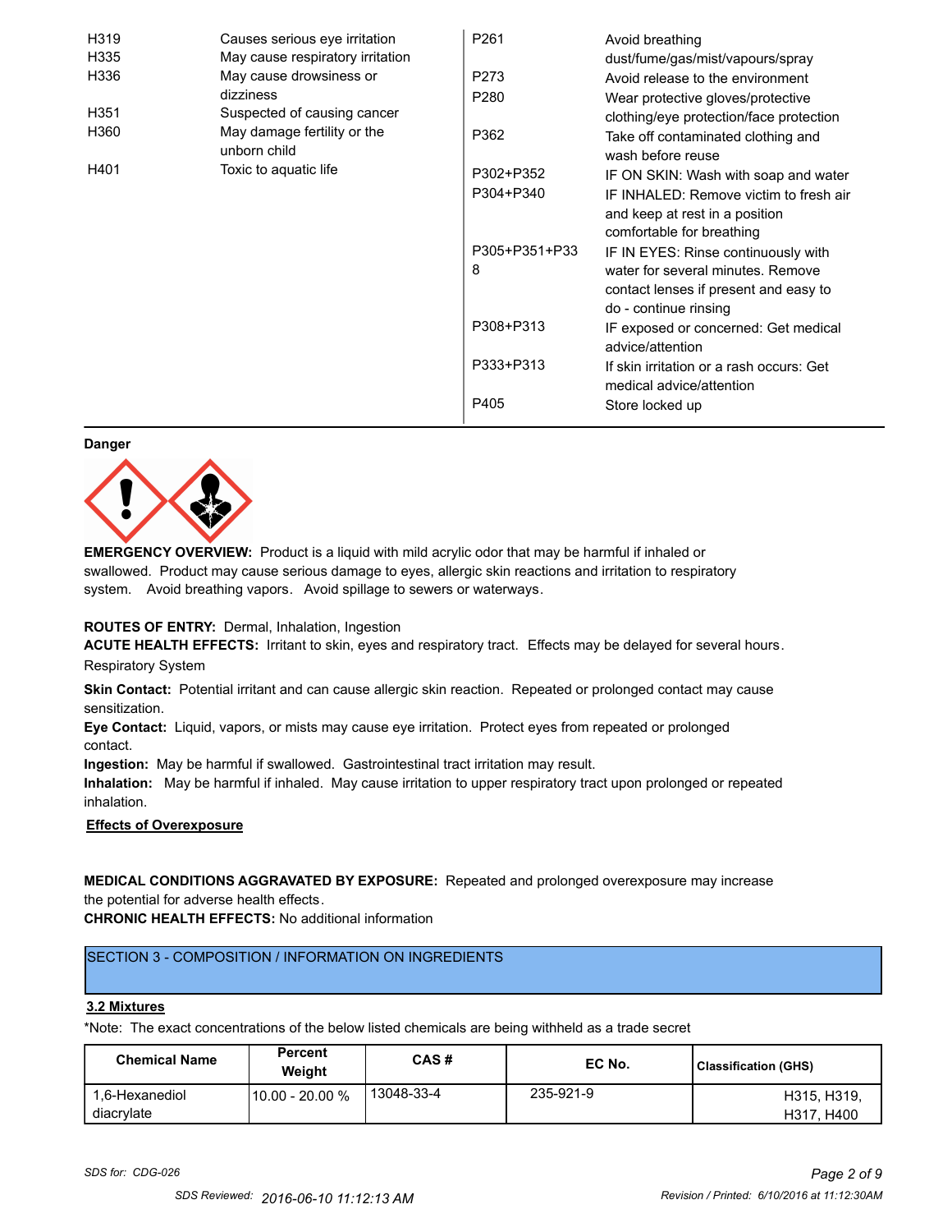| | | | |
|---|---|---|---|
| H319 | Causes serious eye irritation | P261 | Avoid breathing dust/fume/gas/mist/vapours/spray |
| H335 | May cause respiratory irritation | P273 | Avoid release to the environment |
| H336 | May cause drowsiness or dizziness | P280 | Wear protective gloves/protective clothing/eye protection/face protection |
| H351 | Suspected of causing cancer | P362 | Take off contaminated clothing and wash before reuse |
| H360 | May damage fertility or the unborn child | P302+P352 | IF ON SKIN: Wash with soap and water |
| H401 | Toxic to aquatic life | P304+P340 | IF INHALED: Remove victim to fresh air and keep at rest in a position comfortable for breathing |
| | | P305+P351+P338 | IF IN EYES: Rinse continuously with water for several minutes. Remove contact lenses if present and easy to do - continue rinsing |
| | | P308+P313 | IF exposed or concerned: Get medical advice/attention |
| | | P333+P313 | If skin irritation or a rash occurs: Get medical advice/attention |
| | | P405 | Store locked up |

**Danger**

**EMERGENCY OVERVIEW:** Product is a liquid with mild acrylic odor that may be harmful if inhaled or swallowed. Product may cause serious damage to eyes, allergic skin reactions and irritation to respiratory system. Avoid breathing vapors. Avoid spillage to sewers or waterways.

**ROUTES OF ENTRY:** Dermal, Inhalation, Ingestion

**ACUTE HEALTH EFFECTS:** Irritant to skin, eyes and respiratory tract. Effects may be delayed for several hours.

Respiratory System

**Skin Contact:** Potential irritant and can cause allergic skin reaction. Repeated or prolonged contact may cause sensitization.

**Eye Contact:** Liquid, vapors, or mists may cause eye irritation. Protect eyes from repeated or prolonged contact.

**Ingestion:** May be harmful if swallowed. Gastrointestinal tract irritation may result.

**Inhalation:** May be harmful if inhaled. May cause irritation to upper respiratory tract upon prolonged or repeated inhalation.

**Effects of Overexposure**

**MEDICAL CONDITIONS AGGRAVATED BY EXPOSURE:** Repeated and prolonged overexposure may increase the potential for adverse health effects.

**CHRONIC HEALTH EFFECTS:** No additional information

## SECTION 3 - COMPOSITION / INFORMATION ON INGREDIENTS

### 3.2 Mixtures

*Note: The exact concentrations of the below listed chemicals are being withheld as a trade secret

| Chemical Name | Percent Weight | CAS # | EC No. | Classification (GHS) |
|---|---|---|---|---|
| 1,6-Hexanediol diacrylate | 10.00 - 20.00 % | 13048-33-4 | 235-921-9 | H315, H319, H317, H400 |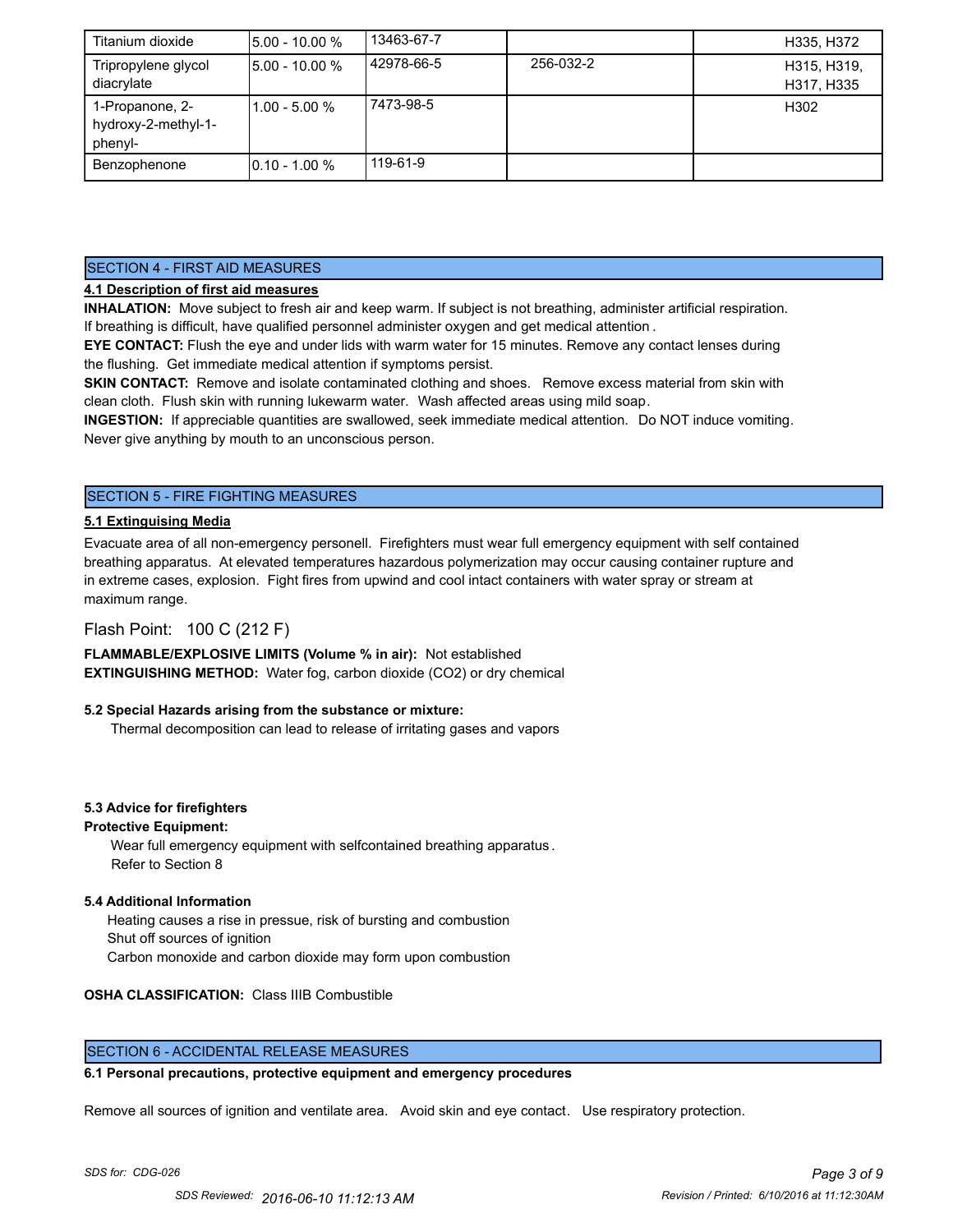| Titanium dioxide | 5.00 - 10.00 % | 13463-67-7 | | H335, H372 |
|---|---|---|---|---|
| Tripropylene glycol diacrylate | 5.00 - 10.00 % | 42978-66-5 | 256-032-2 | H315, H319, H317, H335 |
| 1-Propanone, 2-hydroxy-2-methyl-1-phenyl- | 1.00 - 5.00 % | 7473-98-5 | | H302 |
| Benzophenone | 0.10 - 1.00 % | 119-61-9 | | |

## SECTION 4 - FIRST AID MEASURES

**4.1 Description of first aid measures**

**INHALATION:** Move subject to fresh air and keep warm. If subject is not breathing, administer artificial respiration. If breathing is difficult, have qualified personnel administer oxygen and get medical attention.

**EYE CONTACT:** Flush the eye and under lids with warm water for 15 minutes. Remove any contact lenses during the flushing. Get immediate medical attention if symptoms persist.

**SKIN CONTACT:** Remove and isolate contaminated clothing and shoes. Remove excess material from skin with clean cloth. Flush skin with running lukewarm water. Wash affected areas using mild soap.

**INGESTION:** If appreciable quantities are swallowed, seek immediate medical attention. Do NOT induce vomiting. Never give anything by mouth to an unconscious person.

## SECTION 5 - FIRE FIGHTING MEASURES

**5.1 Extinguising Media**

Evacuate area of all non-emergency personell. Firefighters must wear full emergency equipment with self contained breathing apparatus. At elevated temperatures hazardous polymerization may occur causing container rupture and in extreme cases, explosion. Fight fires from upwind and cool intact containers with water spray or stream at maximum range.

Flash Point: 100 C (212 F)

**FLAMMABLE/EXPLOSIVE LIMITS (Volume % in air):** Not established

**EXTINGUISHING METHOD:** Water fog, carbon dioxide ($CO_2$) or dry chemical

**5.2 Special Hazards arising from the substance or mixture:**

Thermal decomposition can lead to release of irritating gases and vapors

**5.3 Advice for firefighters**

**Protective Equipment:**

Wear full emergency equipment with selfcontained breathing apparatus.

Refer to Section 8

**5.4 Additional Information**

Heating causes a rise in pressue, risk of bursting and combustion

Shut off sources of ignition

Carbon monoxide and carbon dioxide may form upon combustion

**OSHA CLASSIFICATION:** Class IIIB Combustible

## SECTION 6 - ACCIDENTAL RELEASE MEASURES

**6.1 Personal precautions, protective equipment and emergency procedures**

Remove all sources of ignition and ventilate area. Avoid skin and eye contact. Use respiratory protection.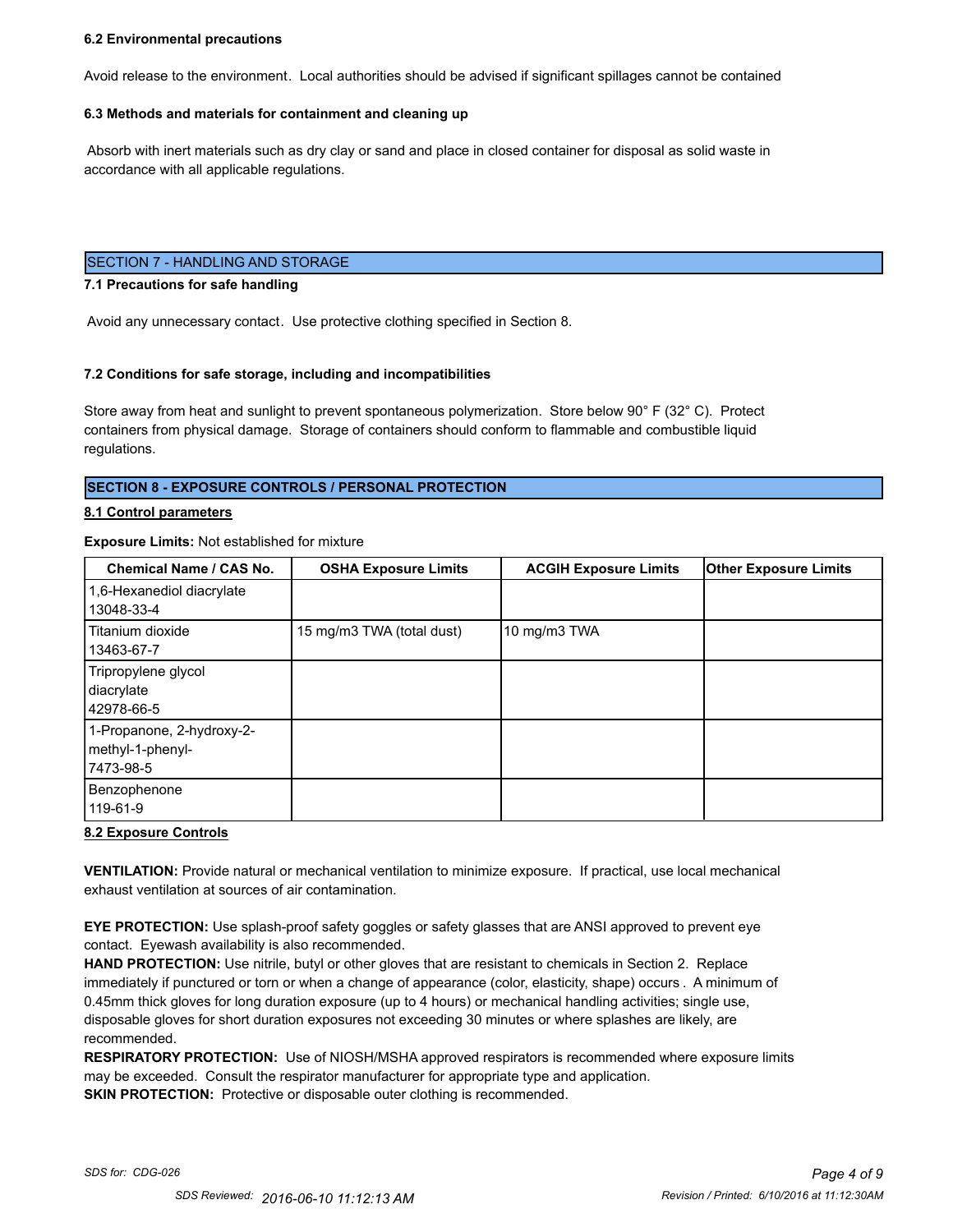### 6.2 Environmental precautions

Avoid release to the environment. Local authorities should be advised if significant spillages cannot be contained

### 6.3 Methods and materials for containment and cleaning up

Absorb with inert materials such as dry clay or sand and place in closed container for disposal as solid waste in accordance with all applicable regulations.

## SECTION 7 - HANDLING AND STORAGE

### 7.1 Precautions for safe handling

Avoid any unnecessary contact. Use protective clothing specified in Section 8.

### 7.2 Conditions for safe storage, including and incompatibilities

Store away from heat and sunlight to prevent spontaneous polymerization. Store below 90° F (32° C). Protect containers from physical damage. Storage of containers should conform to flammable and combustible liquid regulations.

## SECTION 8 - EXPOSURE CONTROLS / PERSONAL PROTECTION

### 8.1 Control parameters

**Exposure Limits:** Not established for mixture

| Chemical Name / CAS No. | OSHA Exposure Limits | ACGIH Exposure Limits | Other Exposure Limits |
|---|---|---|---|
| 1,6-Hexanediol diacrylate 13048-33-4 | | | |
| Titanium dioxide 13463-67-7 | 15 mg/m3 TWA (total dust) | 10 mg/m3 TWA | |
| Tripropylene glycol diacrylate 42978-66-5 | | | |
| 1-Propanone, 2-hydroxy-2-methyl-1-phenyl- 7473-98-5 | | | |
| Benzophenone 119-61-9 | | | |

### 8.2 Exposure Controls

**VENTILATION:** Provide natural or mechanical ventilation to minimize exposure. If practical, use local mechanical exhaust ventilation at sources of air contamination.

**EYE PROTECTION:** Use splash-proof safety goggles or safety glasses that are ANSI approved to prevent eye contact. Eyewash availability is also recommended.

**HAND PROTECTION:** Use nitrile, butyl or other gloves that are resistant to chemicals in Section 2. Replace immediately if punctured or torn or when a change of appearance (color, elasticity, shape) occurs . A minimum of 0.45mm thick gloves for long duration exposure (up to 4 hours) or mechanical handling activities; single use, disposable gloves for short duration exposures not exceeding 30 minutes or where splashes are likely, are recommended.

**RESPIRATORY PROTECTION:** Use of NIOSH/MSHA approved respirators is recommended where exposure limits may be exceeded. Consult the respirator manufacturer for appropriate type and application.

**SKIN PROTECTION:** Protective or disposable outer clothing is recommended.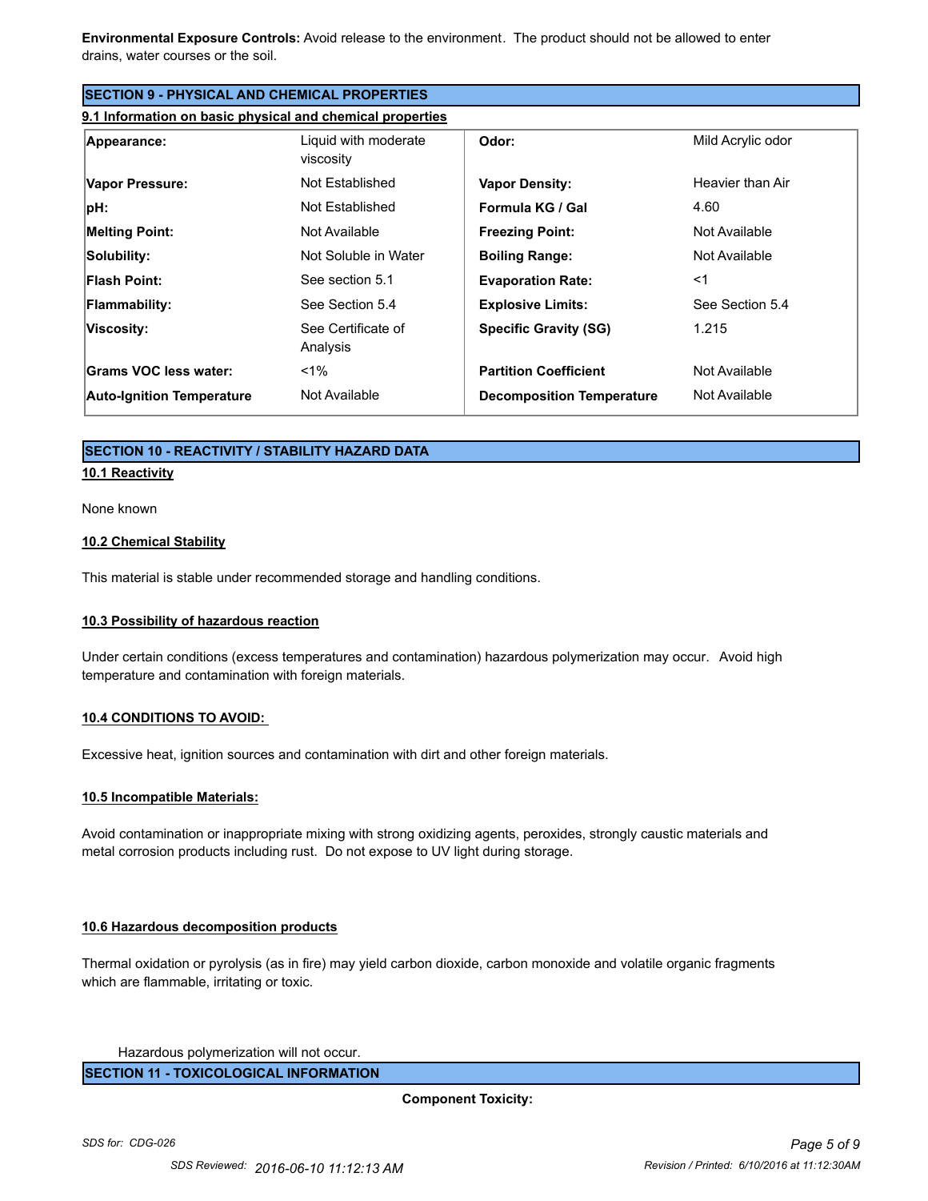**Environmental Exposure Controls:** Avoid release to the environment. The product should not be allowed to enter drains, water courses or the soil.

## SECTION 9 - PHYSICAL AND CHEMICAL PROPERTIES

### 9.1 Information on basic physical and chemical properties

| | | | |
|---|---|---|---|
| **Appearance:** | Liquid with moderate viscosity | **Odor:** | Mild Acrylic odor |
| **Vapor Pressure:** | Not Established | **Vapor Density:** | Heavier than Air |
| **pH:** | Not Established | **Formula KG / Gal** | 4.60 |
| **Melting Point:** | Not Available | **Freezing Point:** | Not Available |
| **Solubility:** | Not Soluble in Water | **Boiling Range:** | Not Available |
| **Flash Point:** | See section 5.1 | **Evaporation Rate:** | <1 |
| **Flammability:** | See Section 5.4 | **Explosive Limits:** | See Section 5.4 |
| **Viscosity:** | See Certificate of Analysis | **Specific Gravity (SG)** | 1.215 |
| **Grams VOC less water:** | <1% | **Partition Coefficient** | Not Available |
| **Auto-Ignition Temperature** | Not Available | **Decomposition Temperature** | Not Available |

## SECTION 10 - REACTIVITY / STABILITY HAZARD DATA

### 10.1 Reactivity

None known

### 10.2 Chemical Stability

This material is stable under recommended storage and handling conditions.

### 10.3 Possibility of hazardous reaction

Under certain conditions (excess temperatures and contamination) hazardous polymerization may occur. Avoid high temperature and contamination with foreign materials.

### 10.4 CONDITIONS TO AVOID:

Excessive heat, ignition sources and contamination with dirt and other foreign materials.

### 10.5 Incompatible Materials:

Avoid contamination or inappropriate mixing with strong oxidizing agents, peroxides, strongly caustic materials and metal corrosion products including rust. Do not expose to UV light during storage.

### 10.6 Hazardous decomposition products

Thermal oxidation or pyrolysis (as in fire) may yield carbon dioxide, carbon monoxide and volatile organic fragments which are flammable, irritating or toxic.

Hazardous polymerization will not occur.

## SECTION 11 - TOXICOLOGICAL INFORMATION

**Component Toxicity:**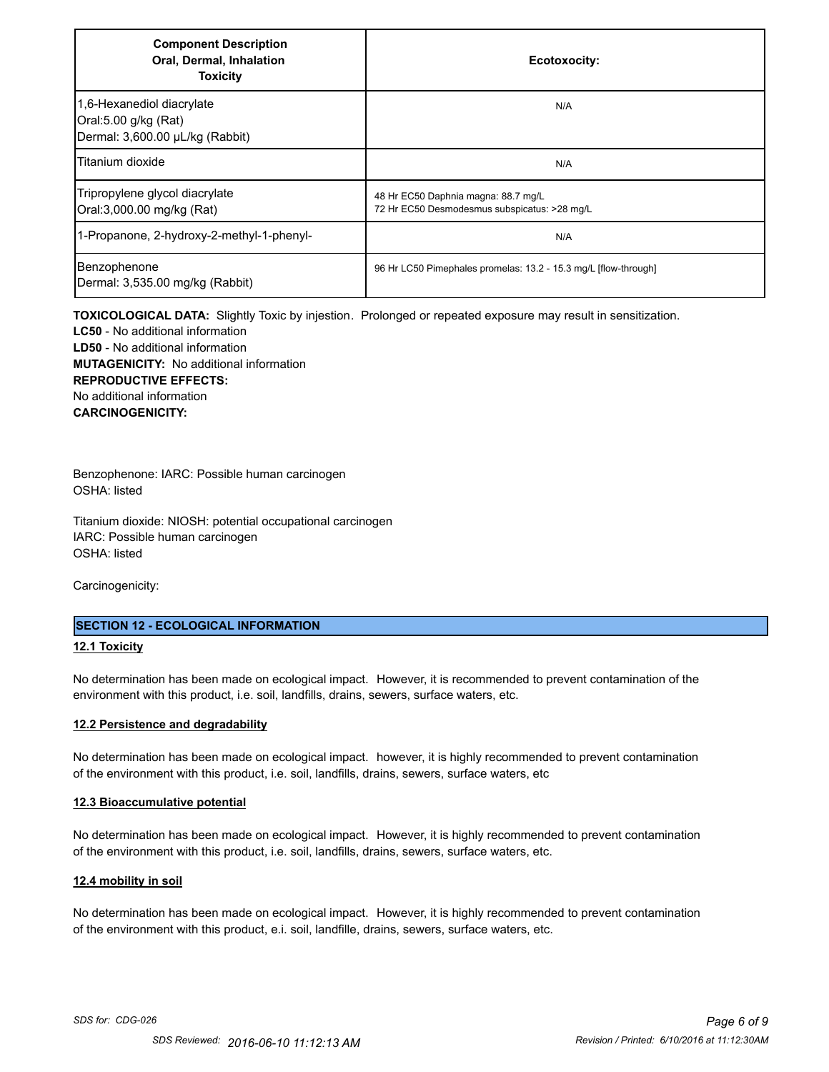| Component Description<br>Oral, Dermal, Inhalation<br>Toxicity | Ecotoxocity: |
|---|---|
| 1,6-Hexanediol diacrylate<br>Oral:5.00 g/kg (Rat)<br>Dermal: 3,600.00 µL/kg (Rabbit) | N/A |
| Titanium dioxide | N/A |
| Tripropylene glycol diacrylate<br>Oral:3,000.00 mg/kg (Rat) | 48 Hr EC50 Daphnia magna: 88.7 mg/L<br>72 Hr EC50 Desmodesmus subspicatus: >28 mg/L |
| 1-Propanone, 2-hydroxy-2-methyl-1-phenyl- | N/A |
| Benzophenone<br>Dermal: 3,535.00 mg/kg (Rabbit) | 96 Hr LC50 Pimephales promelas: 13.2 - 15.3 mg/L [flow-through] |

**TOXICOLOGICAL DATA:** Slightly Toxic by injection. Prolonged or repeated exposure may result in sensitization.
**LC50** - No additional information
**LD50** - No additional information
**MUTAGENICITY:** No additional information
**REPRODUCTIVE EFFECTS:**
No additional information
**CARCINOGENICITY:**

Benzophenone: IARC: Possible human carcinogen
OSHA: listed

Titanium dioxide: NIOSH: potential occupational carcinogen
IARC: Possible human carcinogen
OSHA: listed

Carcinogenicity:

## SECTION 12 - ECOLOGICAL INFORMATION

### 12.1 Toxicity

No determination has been made on ecological impact. However, it is recommended to prevent contamination of the environment with this product, i.e. soil, landfills, drains, sewers, surface waters, etc.

### 12.2 Persistence and degradability

No determination has been made on ecological impact. however, it is highly recommended to prevent contamination of the environment with this product, i.e. soil, landfills, drains, sewers, surface waters, etc

### 12.3 Bioaccumulative potential

No determination has been made on ecological impact. However, it is highly recommended to prevent contamination of the environment with this product, i.e. soil, landfills, drains, sewers, surface waters, etc.

### 12.4 mobility in soil

No determination has been made on ecological impact. However, it is highly recommended to prevent contamination of the environment with this product, e.i. soil, landfille, drains, sewers, surface waters, etc.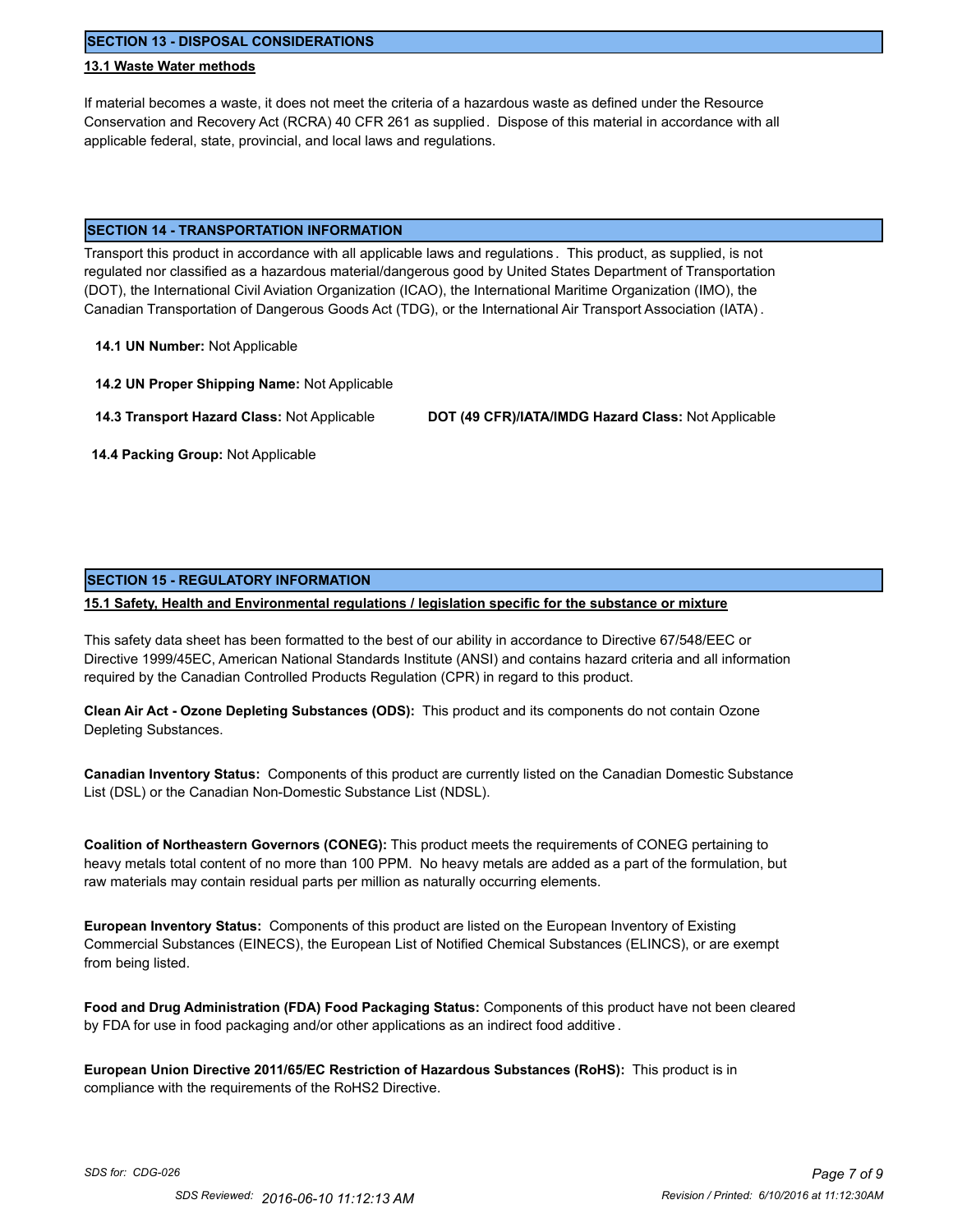## SECTION 13 - DISPOSAL CONSIDERATIONS

### 13.1 Waste Water methods

If material becomes a waste, it does not meet the criteria of a hazardous waste as defined under the Resource Conservation and Recovery Act (RCRA) 40 CFR 261 as supplied. Dispose of this material in accordance with all applicable federal, state, provincial, and local laws and regulations.

## SECTION 14 - TRANSPORTATION INFORMATION

Transport this product in accordance with all applicable laws and regulations. This product, as supplied, is not regulated nor classified as a hazardous material/dangerous good by United States Department of Transportation (DOT), the International Civil Aviation Organization (ICAO), the International Maritime Organization (IMO), the Canadian Transportation of Dangerous Goods Act (TDG), or the International Air Transport Association (IATA).

**14.1 UN Number:** Not Applicable

**14.2 UN Proper Shipping Name:** Not Applicable

**14.3 Transport Hazard Class:** Not Applicable

**DOT (49 CFR)/IATA/IMDG Hazard Class:** Not Applicable

**14.4 Packing Group:** Not Applicable

## SECTION 15 - REGULATORY INFORMATION

### 15.1 Safety, Health and Environmental regulations / legislation specific for the substance or mixture

This safety data sheet has been formatted to the best of our ability in accordance to Directive 67/548/EEC or Directive 1999/45EC, American National Standards Institute (ANSI) and contains hazard criteria and all information required by the Canadian Controlled Products Regulation (CPR) in regard to this product.

**Clean Air Act - Ozone Depleting Substances (ODS):** This product and its components do not contain Ozone Depleting Substances.

**Canadian Inventory Status:** Components of this product are currently listed on the Canadian Domestic Substance List (DSL) or the Canadian Non-Domestic Substance List (NDSL).

**Coalition of Northeastern Governors (CONEG):** This product meets the requirements of CONEG pertaining to heavy metals total content of no more than 100 PPM. No heavy metals are added as a part of the formulation, but raw materials may contain residual parts per million as naturally occurring elements.

**European Inventory Status:** Components of this product are listed on the European Inventory of Existing Commercial Substances (EINECS), the European List of Notified Chemical Substances (ELINCS), or are exempt from being listed.

**Food and Drug Administration (FDA) Food Packaging Status:** Components of this product have not been cleared by FDA for use in food packaging and/or other applications as an indirect food additive.

**European Union Directive 2011/65/EC Restriction of Hazardous Substances (RoHS):** This product is in compliance with the requirements of the RoHS2 Directive.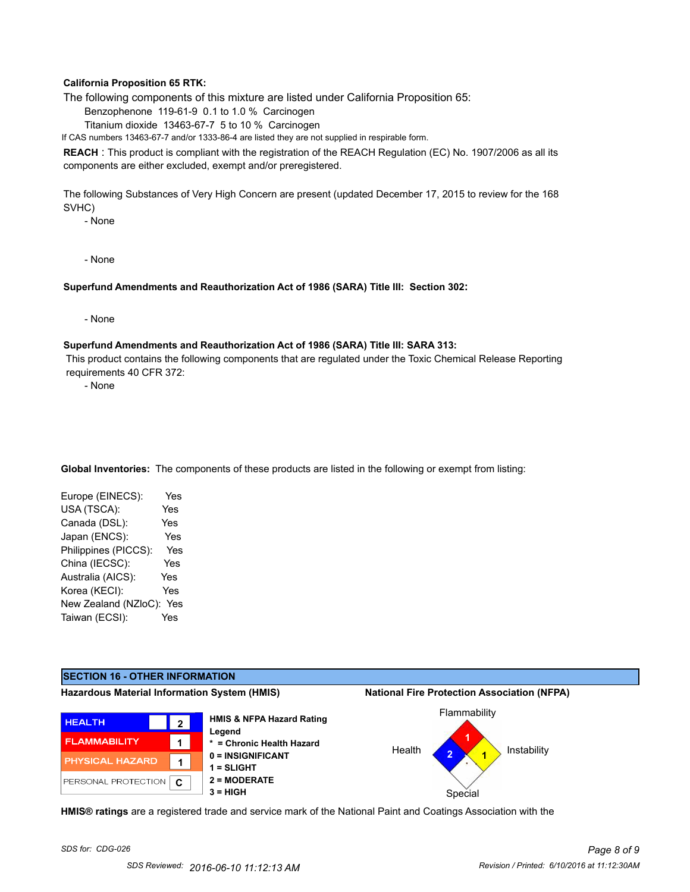**California Proposition 65 RTK:**

The following components of this mixture are listed under California Proposition 65:

Benzophenone 119-61-9 0.1 to 1.0 % Carcinogen

Titanium dioxide 13463-67-7 5 to 10 % Carcinogen

If CAS numbers 13463-67-7 and/or 1333-86-4 are listed they are not supplied in respirable form.

**REACH** : This product is compliant with the registration of the REACH Regulation (EC) No. 1907/2006 as all its components are either excluded, exempt and/or preregistered.

The following Substances of Very High Concern are present (updated December 17, 2015 to review for the 168 SVHC)

- None

- None

**Superfund Amendments and Reauthorization Act of 1986 (SARA) Title III: Section 302:**

- None

**Superfund Amendments and Reauthorization Act of 1986 (SARA) Title III: SARA 313:**

This product contains the following components that are regulated under the Toxic Chemical Release Reporting requirements 40 CFR 372:

- None

**Global Inventories:** The components of these products are listed in the following or exempt from listing:

Europe (EINECS): Yes
USA (TSCA): Yes
Canada (DSL): Yes
Japan (ENCS): Yes
Philippines (PICCS): Yes
China (IECSC): Yes
Australia (AICS): Yes
Korea (KECI): Yes
New Zealand (NZloC): Yes
Taiwan (ECSI): Yes

## SECTION 16 - OTHER INFORMATION

**Hazardous Material Information System (HMIS)**

| | | |
|---|---|---|
| HEALTH | | 2 |
| FLAMMABILITY | | 1 |
| PHYSICAL HAZARD | | 1 |
| PERSONAL PROTECTION | | C |

**HMIS & NFPA Hazard Rating Legend**
**\* = Chronic Health Hazard**
**0 = INSIGNIFICANT**
**1 = SLIGHT**
**2 = MODERATE**
**3 = HIGH**

**National Fire Protection Association (NFPA)**

Flammability: 1
Health: 2
Instability: 1
Special:

**HMIS® ratings** are a registered trade and service mark of the National Paint and Coatings Association with the

SDS for: CDG-026

SDS Reviewed: 2016-06-10 11:12:13 AM

Revision / Printed: 6/10/2016 at 11:12:30AM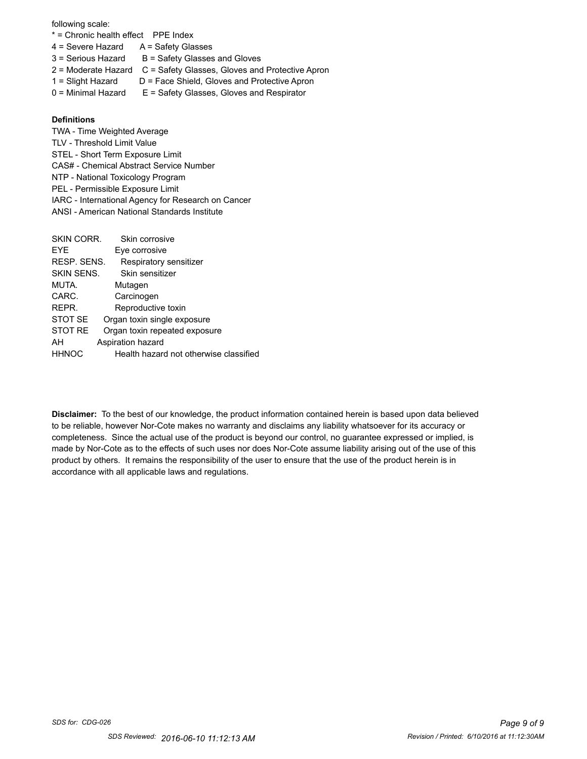following scale:

| | |
|---|---|
| * = Chronic health effect | PPE Index |
| 4 = Severe Hazard | A = Safety Glasses |
| 3 = Serious Hazard | B = Safety Glasses and Gloves |
| 2 = Moderate Hazard | C = Safety Glasses, Gloves and Protective Apron |
| 1 = Slight Hazard | D = Face Shield, Gloves and Protective Apron |
| 0 = Minimal Hazard | E = Safety Glasses, Gloves and Respirator |

**Definitions**

TWA - Time Weighted Average
TLV - Threshold Limit Value
STEL - Short Term Exposure Limit
CAS# - Chemical Abstract Service Number
NTP - National Toxicology Program
PEL - Permissible Exposure Limit
IARC - International Agency for Research on Cancer
ANSI - American National Standards Institute

| | |
|---|---|
| SKIN CORR. | Skin corrosive |
| EYE | Eye corrosive |
| RESP. SENS. | Respiratory sensitizer |
| SKIN SENS. | Skin sensitizer |
| MUTA. | Mutagen |
| CARC. | Carcinogen |
| REPR. | Reproductive toxin |
| STOT SE | Organ toxin single exposure |
| STOT RE | Organ toxin repeated exposure |
| AH | Aspiration hazard |
| HHNOC | Health hazard not otherwise classified |

**Disclaimer:** To the best of our knowledge, the product information contained herein is based upon data believed to be reliable, however Nor-Cote makes no warranty and disclaims any liability whatsoever for its accuracy or completeness. Since the actual use of the product is beyond our control, no guarantee expressed or implied, is made by Nor-Cote as to the effects of such uses nor does Nor-Cote assume liability arising out of the use of this product by others. It remains the responsibility of the user to ensure that the use of the product herein is in accordance with all applicable laws and regulations.